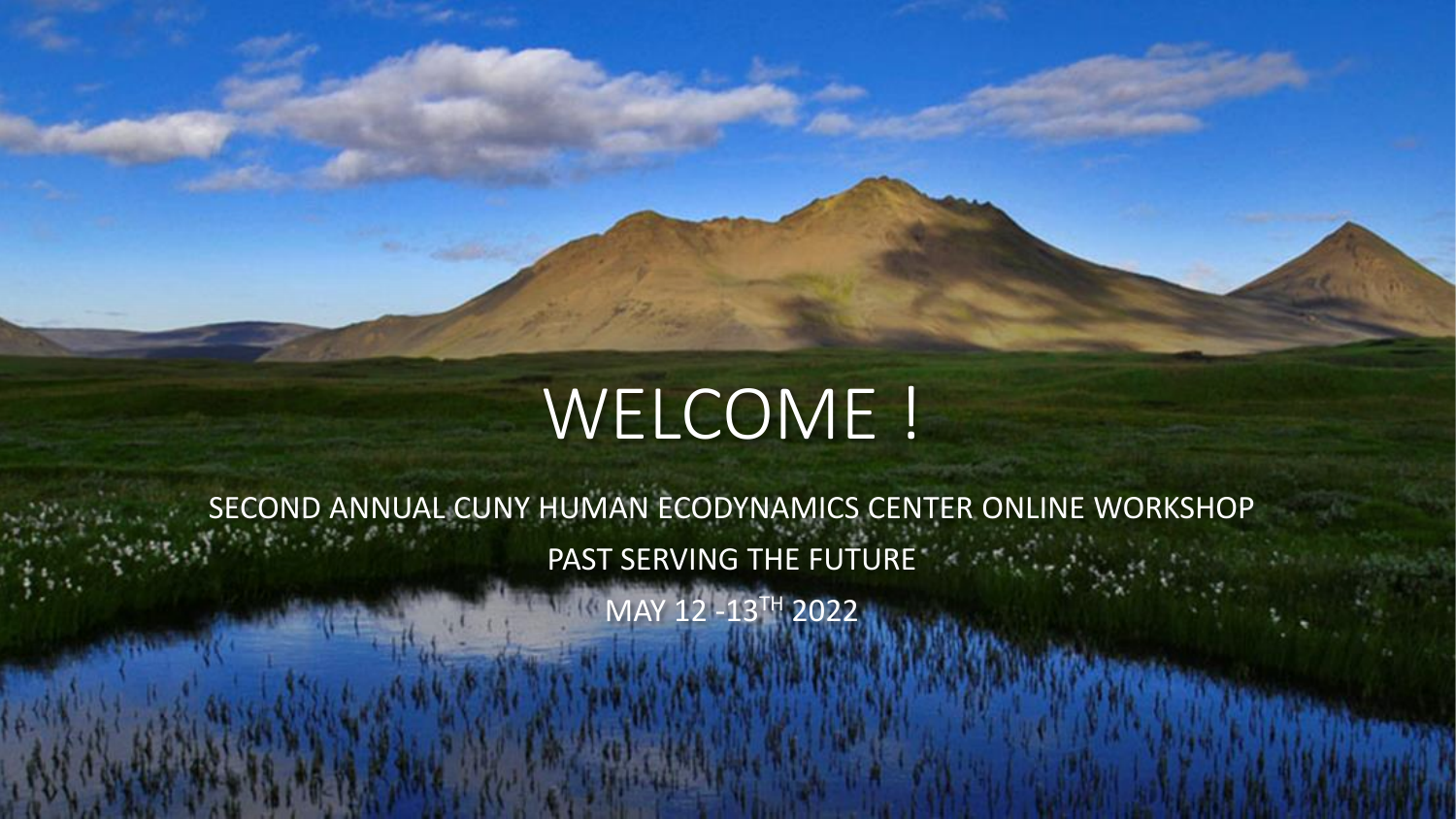# WELCOME !

SECOND ANNUAL CUNY HUMAN ECODYNAMICS CENTER ONLINE WORKSHOP

PAST SERVING THE FUTURE

MAY 12 -13TH 2022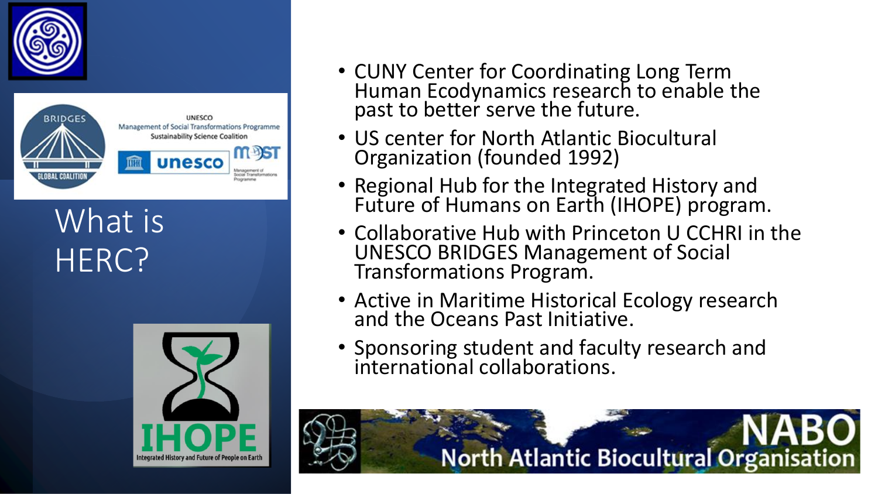# What is HERC?

- CUNY Center for Coordinating Long Term Human Ecodynamics research to enable the past to better serve the future.
- US center for North Atlantic Biocultural Organization (founded 1992)
- Regional Hub for the Integrated History and Future of Humans on Earth (IHOPE) program.
- Collaborative Hub with Princeton U CCHRI in the UNESCO BRIDGES Management of Social Transformations Program.
- Active in Maritime Historical Ecology research and the Oceans Past Initiative.
- Sponsoring student and faculty research and international collaborations.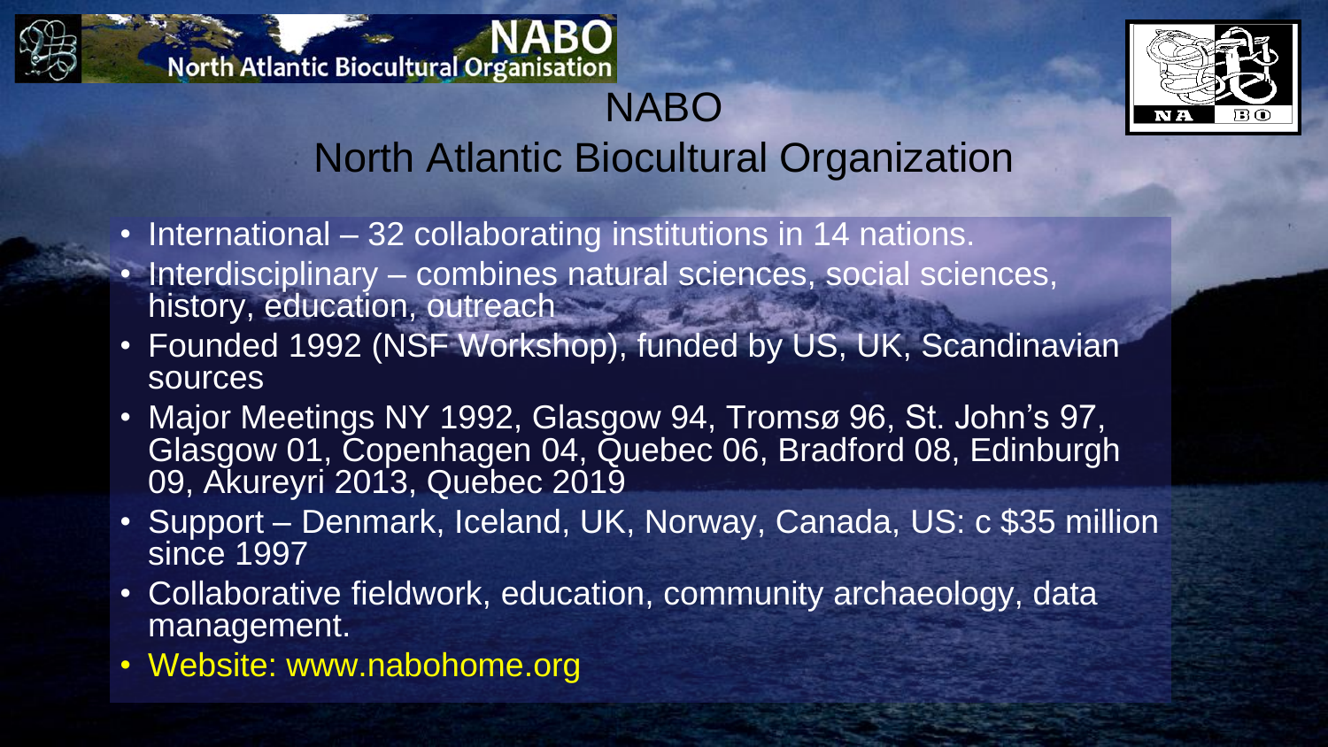# NABO

## North Atlantic Biocultural Organization

- International – 32 collaborating institutions in 14 nations.
- Interdisciplinary – combines natural sciences, social sciences, history, education, outreach
- Founded 1992 (NSF Workshop), funded by US, UK, Scandinavian sources
- Major Meetings NY 1992, Glasgow 94, Tromsø 96, St. John's 97, Glasgow 01, Copenhagen 04, Quebec 06, Bradford 08, Edinburgh 09, Akureyri 2013, Quebec 2019
- Support – Denmark, Iceland, UK, Norway, Canada, US: c $35 million since 1997
- Collaborative fieldwork, education, community archaeology, data management.
- Website: www.nabohome.org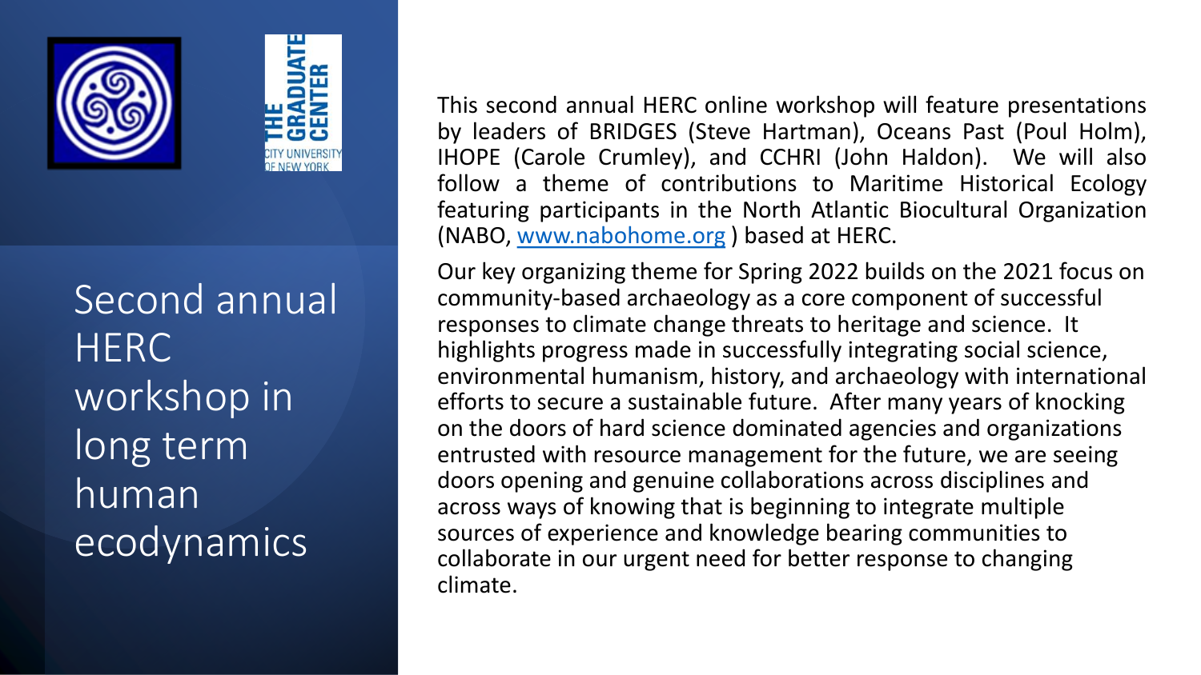# Second annual HERC workshop in long term human ecodynamics

This second annual HERC online workshop will feature presentations by leaders of BRIDGES (Steve Hartman), Oceans Past (Poul Holm), IHOPE (Carole Crumley), and CCHRI (John Haldon). We will also follow a theme of contributions to Maritime Historical Ecology featuring participants in the North Atlantic Biocultural Organization (NABO, www.nabohome.org ) based at HERC.

Our key organizing theme for Spring 2022 builds on the 2021 focus on community-based archaeology as a core component of successful responses to climate change threats to heritage and science. It highlights progress made in successfully integrating social science, environmental humanism, history, and archaeology with international efforts to secure a sustainable future. After many years of knocking on the doors of hard science dominated agencies and organizations entrusted with resource management for the future, we are seeing doors opening and genuine collaborations across disciplines and across ways of knowing that is beginning to integrate multiple sources of experience and knowledge bearing communities to collaborate in our urgent need for better response to changing climate.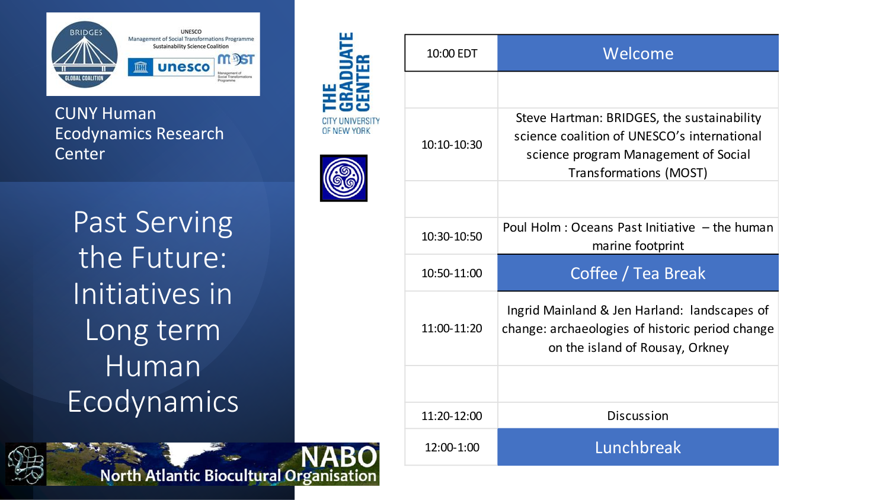CUNY Human Ecodynamics Research Center

# Past Serving the Future: Initiatives in Long term Human Ecodynamics

| | |
|---|---|
| 10:00 EDT | Welcome |
| | |
| 10:10-10:30 | Steve Hartman: BRIDGES, the sustainability science coalition of UNESCO's international science program Management of Social Transformations (MOST) |
| | |
| 10:30-10:50 | Poul Holm : Oceans Past Initiative – the human marine footprint |
| 10:50-11:00 | Coffee / Tea Break |
| 11:00-11:20 | Ingrid Mainland & Jen Harland: landscapes of change: archaeologies of historic period change on the island of Rousay, Orkney |
| | |
| 11:20-12:00 | Discussion |
| 12:00-1:00 | Lunchbreak |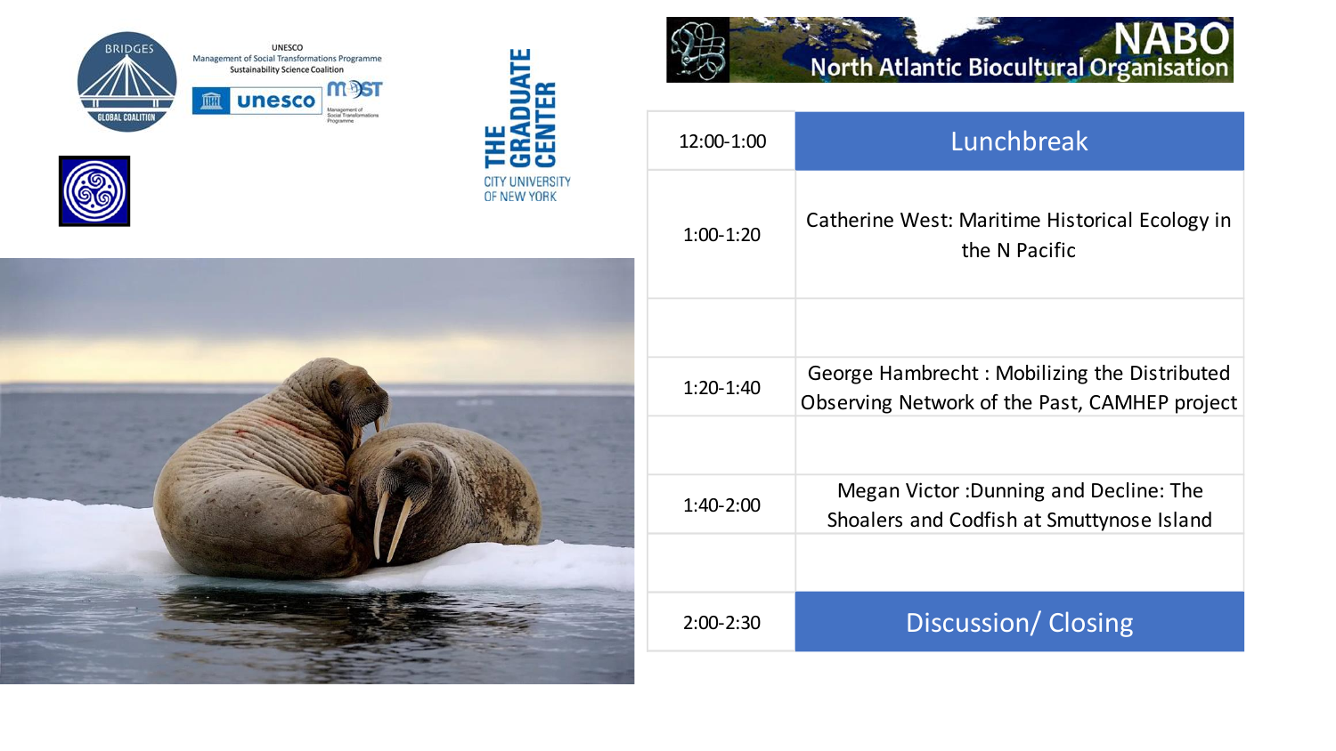NORTH ATLANTIC BIOCULTURAL ORGANISATION (NABO)

| | |
|---|---|
| 12:00-1:00 | Lunchbreak |
| 1:00-1:20 | Catherine West: Maritime Historical Ecology in the N Pacific |
| | |
| 1:20-1:40 | George Hambrecht : Mobilizing the Distributed Observing Network of the Past, CAMHEP project |
| | |
| 1:40-2:00 | Megan Victor :Dunning and Decline: The Shoalers and Codfish at Smuttynose Island |
| | |
| 2:00-2:30 | Discussion/ Closing |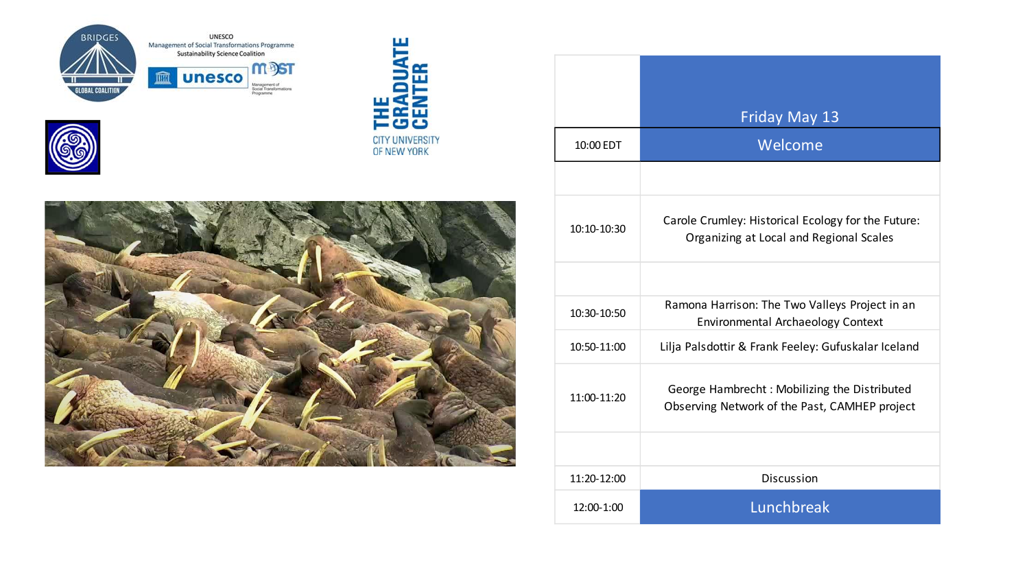BRIDGES GLOBAL COALITION

UNESCO
Management of Social Transformations Programme
Sustainability Science Coalition

unesco MOST Management of Social Transformations Programme

THE GRADUATE CENTER
CITY UNIVERSITY OF NEW YORK

| | Friday May 13 |
|---|---|
| 10:00 EDT | Welcome |
| | |
| 10:10-10:30 | Carole Crumley: Historical Ecology for the Future: Organizing at Local and Regional Scales |
| | |
| 10:30-10:50 | Ramona Harrison: The Two Valleys Project in an Environmental Archaeology Context |
| 10:50-11:00 | Lilja Palsdottir & Frank Feeley: Gufuskalar Iceland |
| 11:00-11:20 | George Hambrecht : Mobilizing the Distributed Observing Network of the Past, CAMHEP project |
| | |
| 11:20-12:00 | Discussion |
| 12:00-1:00 | Lunchbreak |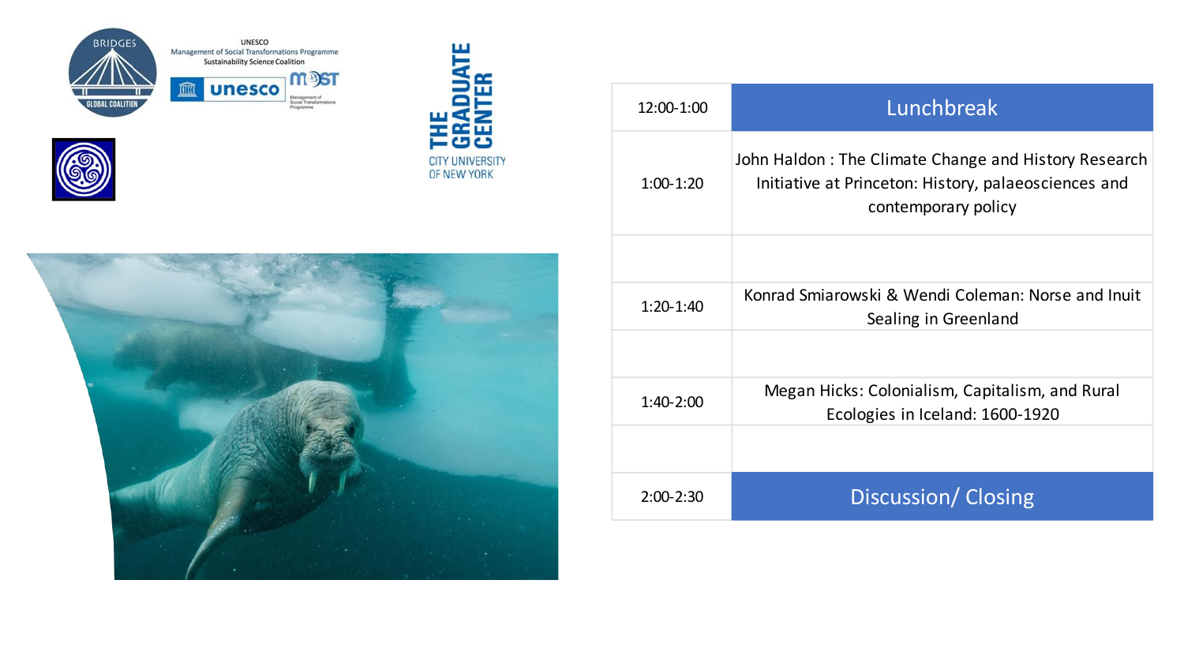BRIDGES GLOBAL COALITION

UNESCO
Management of Social Transformations Programme
Sustainability Science Coalition

unesco MOST Management of Social Transformations Programme

THE GRADUATE CENTER
CITY UNIVERSITY OF NEW YORK

| | |
|---|---|
| 12:00-1:00 | Lunchbreak |
| 1:00-1:20 | John Haldon : The Climate Change and History Research Initiative at Princeton: History, palaeosciences and contemporary policy |
| | |
| 1:20-1:40 | Konrad Smiarowski & Wendi Coleman: Norse and Inuit Sealing in Greenland |
| | |
| 1:40-2:00 | Megan Hicks: Colonialism, Capitalism, and Rural Ecologies in Iceland: 1600-1920 |
| | |
| 2:00-2:30 | Discussion/ Closing |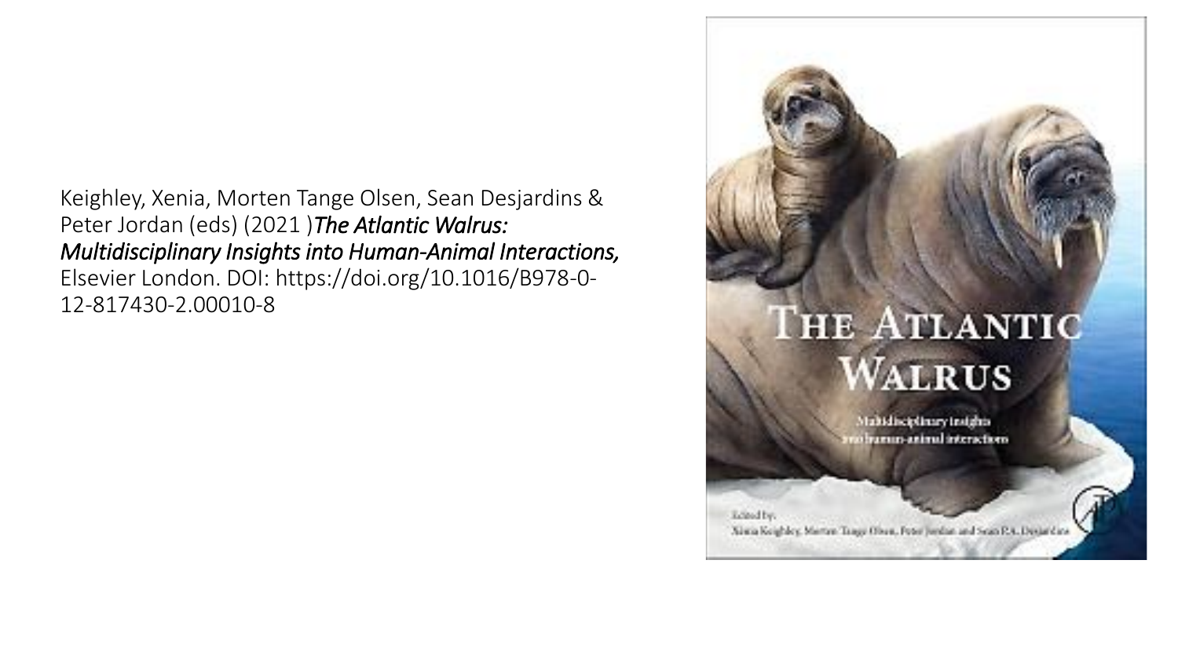Keighley, Xenia, Morten Tange Olsen, Sean Desjardins & Peter Jordan (eds) (2021 )*The Atlantic Walrus: Multidisciplinary Insights into Human-Animal Interactions,* Elsevier London. DOI: https://doi.org/10.1016/B978-0-12-817430-2.00010-8